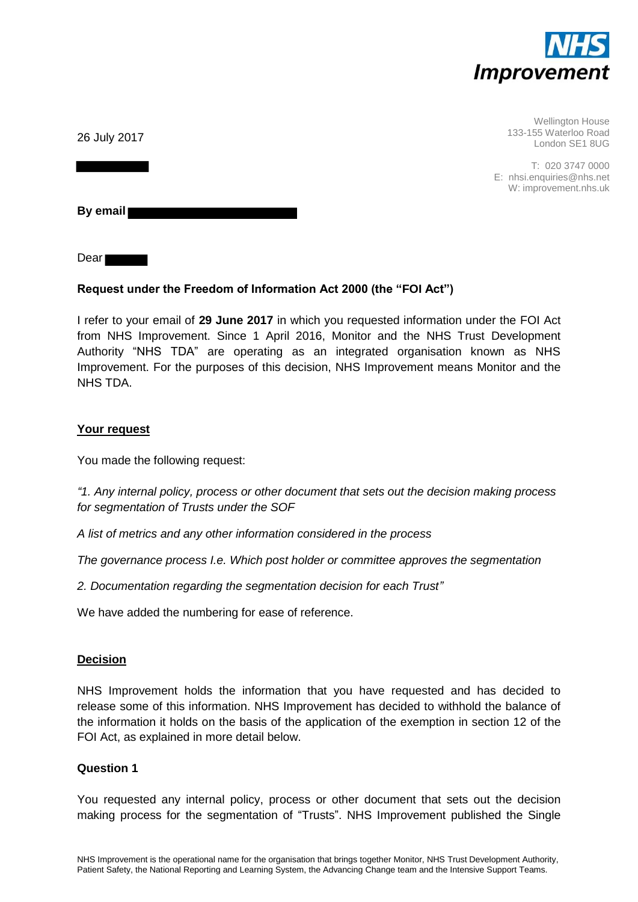NHS Improvement

Wellington House
133-155 Waterloo Road
London SE1 8UG

T: 020 3747 0000
E: nhsi.enquiries@nhs.net
W: improvement.nhs.uk

26 July 2017

**By email**

Dear

**Request under the Freedom of Information Act 2000 (the "FOI Act")**

I refer to your email of **29 June 2017** in which you requested information under the FOI Act from NHS Improvement. Since 1 April 2016, Monitor and the NHS Trust Development Authority "NHS TDA" are operating as an integrated organisation known as NHS Improvement. For the purposes of this decision, NHS Improvement means Monitor and the NHS TDA.

**Your request**

You made the following request:

*"1. Any internal policy, process or other document that sets out the decision making process for segmentation of Trusts under the SOF*

*A list of metrics and any other information considered in the process*

*The governance process I.e. Which post holder or committee approves the segmentation*

*2. Documentation regarding the segmentation decision for each Trust"*

We have added the numbering for ease of reference.

**Decision**

NHS Improvement holds the information that you have requested and has decided to release some of this information. NHS Improvement has decided to withhold the balance of the information it holds on the basis of the application of the exemption in section 12 of the FOI Act, as explained in more detail below.

**Question 1**

You requested any internal policy, process or other document that sets out the decision making process for the segmentation of "Trusts". NHS Improvement published the Single

NHS Improvement is the operational name for the organisation that brings together Monitor, NHS Trust Development Authority, Patient Safety, the National Reporting and Learning System, the Advancing Change team and the Intensive Support Teams.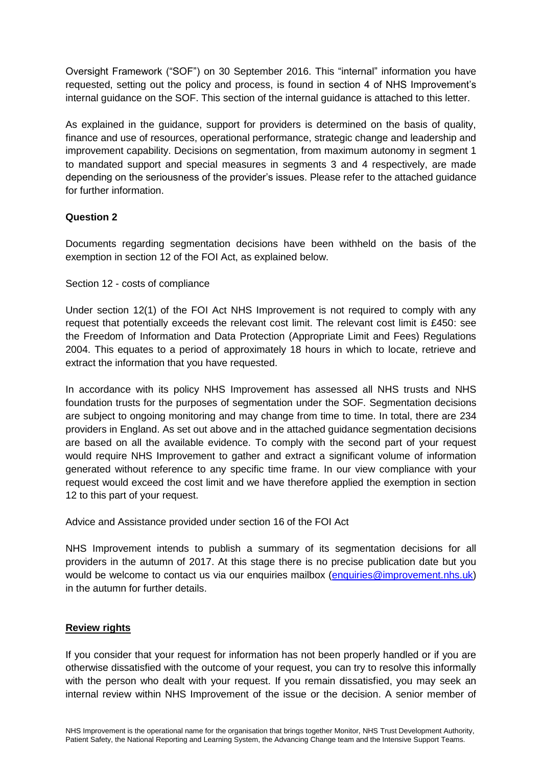Oversight Framework ("SOF") on 30 September 2016. This "internal" information you have requested, setting out the policy and process, is found in section 4 of NHS Improvement's internal guidance on the SOF. This section of the internal guidance is attached to this letter.

As explained in the guidance, support for providers is determined on the basis of quality, finance and use of resources, operational performance, strategic change and leadership and improvement capability. Decisions on segmentation, from maximum autonomy in segment 1 to mandated support and special measures in segments 3 and 4 respectively, are made depending on the seriousness of the provider's issues. Please refer to the attached guidance for further information.

**Question 2**

Documents regarding segmentation decisions have been withheld on the basis of the exemption in section 12 of the FOI Act, as explained below.

Section 12 - costs of compliance

Under section 12(1) of the FOI Act NHS Improvement is not required to comply with any request that potentially exceeds the relevant cost limit. The relevant cost limit is £450: see the Freedom of Information and Data Protection (Appropriate Limit and Fees) Regulations 2004. This equates to a period of approximately 18 hours in which to locate, retrieve and extract the information that you have requested.

In accordance with its policy NHS Improvement has assessed all NHS trusts and NHS foundation trusts for the purposes of segmentation under the SOF. Segmentation decisions are subject to ongoing monitoring and may change from time to time. In total, there are 234 providers in England. As set out above and in the attached guidance segmentation decisions are based on all the available evidence. To comply with the second part of your request would require NHS Improvement to gather and extract a significant volume of information generated without reference to any specific time frame. In our view compliance with your request would exceed the cost limit and we have therefore applied the exemption in section 12 to this part of your request.

Advice and Assistance provided under section 16 of the FOI Act

NHS Improvement intends to publish a summary of its segmentation decisions for all providers in the autumn of 2017. At this stage there is no precise publication date but you would be welcome to contact us via our enquiries mailbox (enquiries@improvement.nhs.uk) in the autumn for further details.

**Review rights**

If you consider that your request for information has not been properly handled or if you are otherwise dissatisfied with the outcome of your request, you can try to resolve this informally with the person who dealt with your request. If you remain dissatisfied, you may seek an internal review within NHS Improvement of the issue or the decision. A senior member of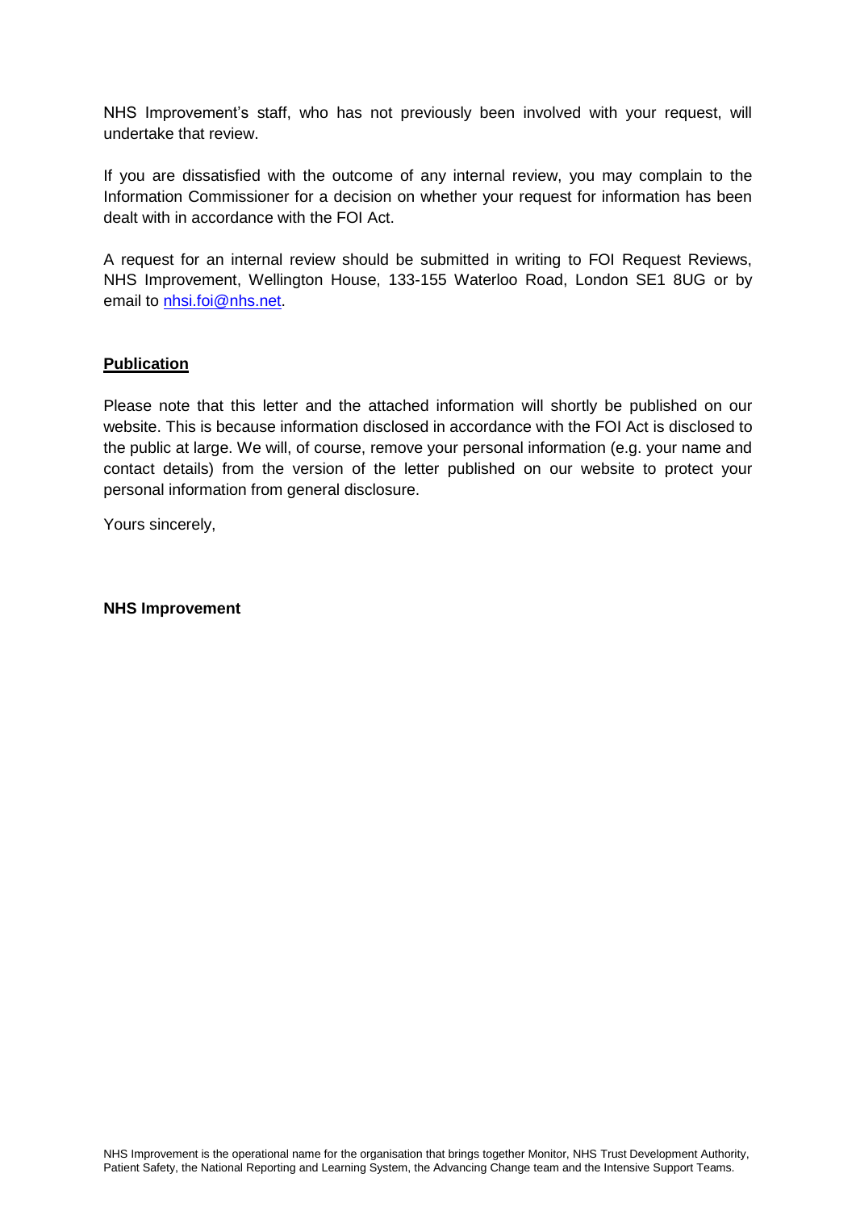NHS Improvement's staff, who has not previously been involved with your request, will undertake that review.

If you are dissatisfied with the outcome of any internal review, you may complain to the Information Commissioner for a decision on whether your request for information has been dealt with in accordance with the FOI Act.

A request for an internal review should be submitted in writing to FOI Request Reviews, NHS Improvement, Wellington House, 133-155 Waterloo Road, London SE1 8UG or by email to nhsi.foi@nhs.net.

**Publication**

Please note that this letter and the attached information will shortly be published on our website. This is because information disclosed in accordance with the FOI Act is disclosed to the public at large. We will, of course, remove your personal information (e.g. your name and contact details) from the version of the letter published on our website to protect your personal information from general disclosure.

Yours sincerely,

**NHS Improvement**

NHS Improvement is the operational name for the organisation that brings together Monitor, NHS Trust Development Authority, Patient Safety, the National Reporting and Learning System, the Advancing Change team and the Intensive Support Teams.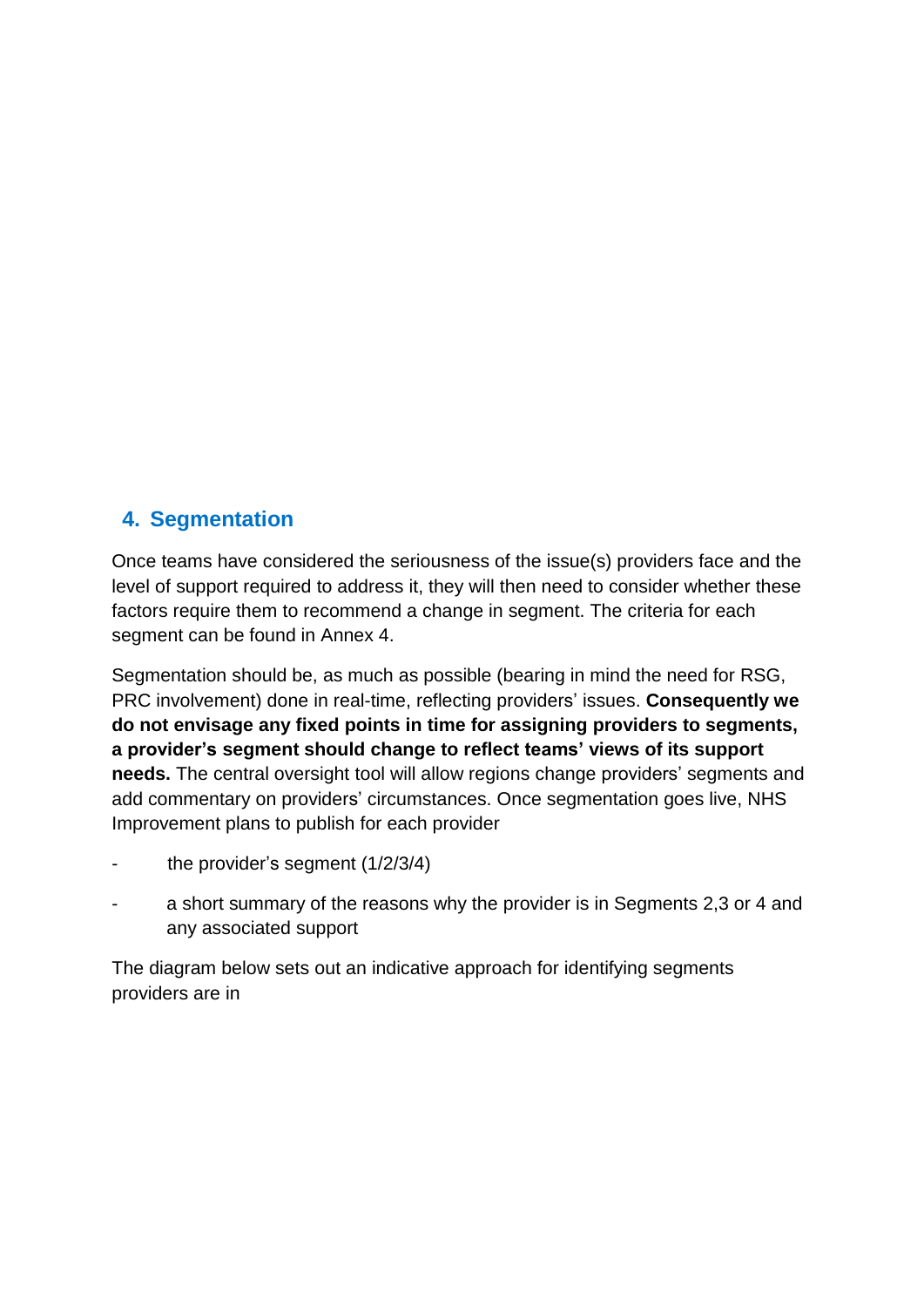## 4. Segmentation

Once teams have considered the seriousness of the issue(s) providers face and the level of support required to address it, they will then need to consider whether these factors require them to recommend a change in segment. The criteria for each segment can be found in Annex 4.

Segmentation should be, as much as possible (bearing in mind the need for RSG, PRC involvement) done in real-time, reflecting providers' issues. **Consequently we do not envisage any fixed points in time for assigning providers to segments, a provider's segment should change to reflect teams' views of its support needs.** The central oversight tool will allow regions change providers' segments and add commentary on providers' circumstances. Once segmentation goes live, NHS Improvement plans to publish for each provider

- the provider's segment (1/2/3/4)
- a short summary of the reasons why the provider is in Segments 2,3 or 4 and any associated support

The diagram below sets out an indicative approach for identifying segments providers are in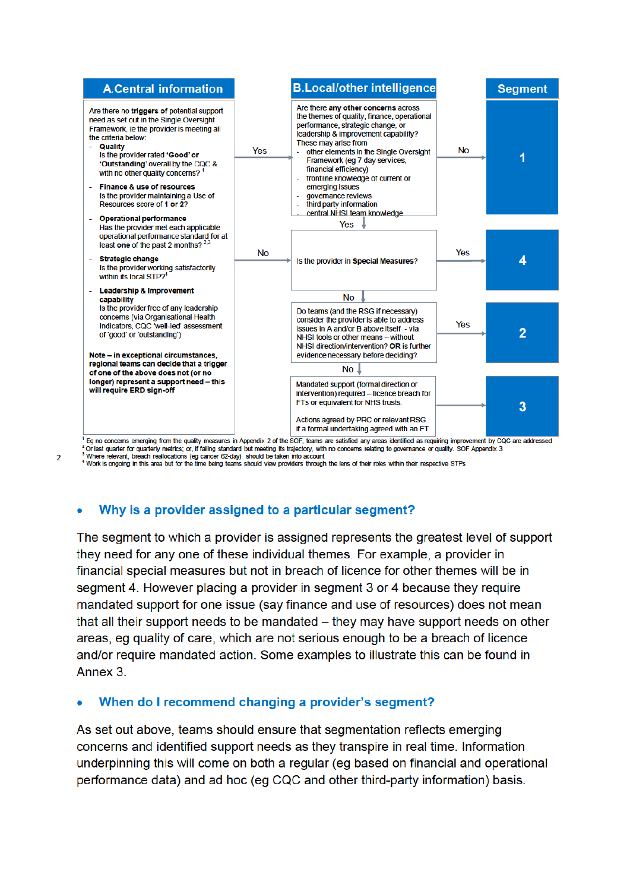**A. Central information**

Are there no **triggers** of potential support need as set out in the Single Oversight Framework, ie the provider is meeting all the criteria below:

- **Quality**
  Is the provider rated **'Good'** or **'Outstanding'** overall by the CQC & with no other quality concerns? [1]
- **Finance & use of resources**
  Is the provider maintaining a Use of Resources score of **1 or 2**?
- **Operational performance**
  Has the provider met each applicable operational performance standard for at least one of the past 2 months? [2,3]
- **Strategic change**
  Is the provider working satisfactorily within its local STP? [4]
- **Leadership & improvement capability**
  Is the provider free of any leadership concerns (via Organisational Health Indicators, CQC 'well-led' assessment of 'good' or 'outstanding')

**Note – in exceptional circumstances, regional teams can decide that a trigger of one of the above does not (or no longer) represent a support need – this will require ERD sign-off**

**B. Local/other intelligence**

Are there **any other concerns** across the themes of quality, finance, operational performance, strategic change, or leadership & improvement capability? These may arise from

- other elements in the Single Oversight Framework (eg 7 day services, financial efficiency)
- frontline knowledge of current or emerging issues
- governance reviews
- third party information
- central NHSI team knowledge

**Flow:**

- A: Yes → B. A: No → "Is the provider in **Special Measures**?"
- B: No → **Segment 1**. B: Yes → "Is the provider in **Special Measures**?"
- Is the provider in Special Measures? Yes → **Segment 4**. No → "Do teams (and the RSG if necessary) consider the provider is able to address issues in A and/or B above itself - via NHSI tools or other means – without NHSI direction/intervention? **OR** is further evidence necessary before deciding?"
- Yes → **Segment 2**. No → "Mandated support (formal direction or intervention) required – licence breach for FTs or equivalent for NHS trusts. Actions agreed by PRC or relevant RSG if a formal undertaking agreed with an FT" → **Segment 3**

[1] Eg no concerns emerging from the quality measures in Appendix 2 of the SOF, teams are satisfied any areas identified as requiring improvement by CQC are addressed
[2] Or last quarter for quarterly metrics; or, if failing standard but meeting its trajectory, with no concerns relating to governance or quality. SOF Appendix 3
[3] Where relevant, breach reallocations (eg cancer 62-day) should be taken into account
[4] Work is ongoing in this area but for the time being teams should view providers through the lens of their roles within their respective STPs

- ### Why is a provider assigned to a particular segment?

The segment to which a provider is assigned represents the greatest level of support they need for any one of these individual themes. For example, a provider in financial special measures but not in breach of licence for other themes will be in segment 4. However placing a provider in segment 3 or 4 because they require mandated support for one issue (say finance and use of resources) does not mean that all their support needs to be mandated – they may have support needs on other areas, eg quality of care, which are not serious enough to be a breach of licence and/or require mandated action. Some examples to illustrate this can be found in Annex 3.

- ### When do I recommend changing a provider's segment?

As set out above, teams should ensure that segmentation reflects emerging concerns and identified support needs as they transpire in real time. Information underpinning this will come on both a regular (eg based on financial and operational performance data) and ad hoc (eg CQC and other third-party information) basis.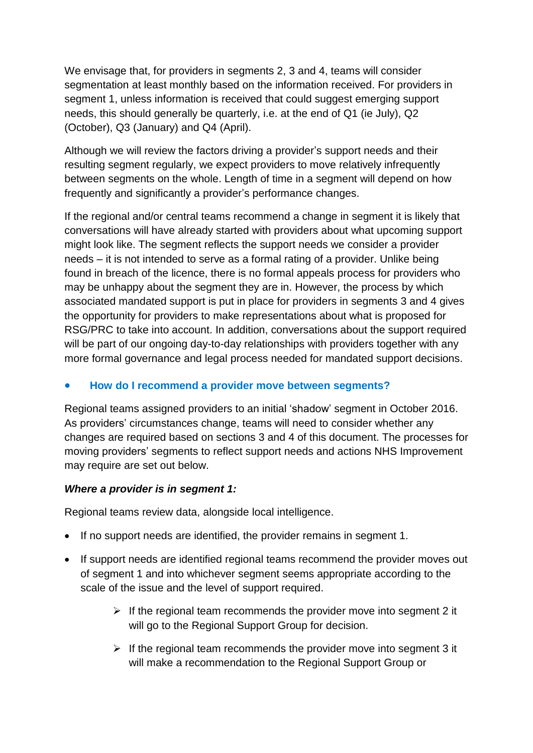We envisage that, for providers in segments 2, 3 and 4, teams will consider segmentation at least monthly based on the information received. For providers in segment 1, unless information is received that could suggest emerging support needs, this should generally be quarterly, i.e. at the end of Q1 (ie July), Q2 (October), Q3 (January) and Q4 (April).

Although we will review the factors driving a provider's support needs and their resulting segment regularly, we expect providers to move relatively infrequently between segments on the whole. Length of time in a segment will depend on how frequently and significantly a provider's performance changes.

If the regional and/or central teams recommend a change in segment it is likely that conversations will have already started with providers about what upcoming support might look like. The segment reflects the support needs we consider a provider needs – it is not intended to serve as a formal rating of a provider. Unlike being found in breach of the licence, there is no formal appeals process for providers who may be unhappy about the segment they are in. However, the process by which associated mandated support is put in place for providers in segments 3 and 4 gives the opportunity for providers to make representations about what is proposed for RSG/PRC to take into account. In addition, conversations about the support required will be part of our ongoing day-to-day relationships with providers together with any more formal governance and legal process needed for mandated support decisions.

- **How do I recommend a provider move between segments?**

Regional teams assigned providers to an initial 'shadow' segment in October 2016. As providers' circumstances change, teams will need to consider whether any changes are required based on sections 3 and 4 of this document. The processes for moving providers' segments to reflect support needs and actions NHS Improvement may require are set out below.

***Where a provider is in segment 1:***

Regional teams review data, alongside local intelligence.

- If no support needs are identified, the provider remains in segment 1.
- If support needs are identified regional teams recommend the provider moves out of segment 1 and into whichever segment seems appropriate according to the scale of the issue and the level of support required.
  - If the regional team recommends the provider move into segment 2 it will go to the Regional Support Group for decision.
  - If the regional team recommends the provider move into segment 3 it will make a recommendation to the Regional Support Group or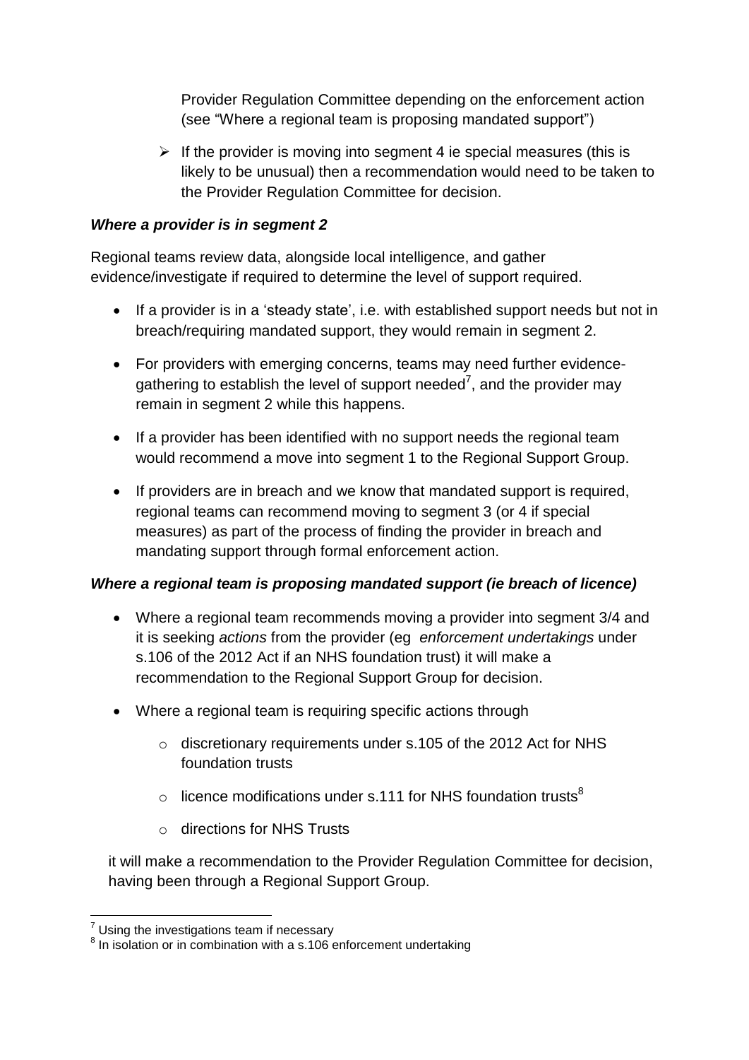Provider Regulation Committee depending on the enforcement action (see "Where a regional team is proposing mandated support")

- If the provider is moving into segment 4 ie special measures (this is likely to be unusual) then a recommendation would need to be taken to the Provider Regulation Committee for decision.

***Where a provider is in segment 2***

Regional teams review data, alongside local intelligence, and gather evidence/investigate if required to determine the level of support required.

- If a provider is in a 'steady state', i.e. with established support needs but not in breach/requiring mandated support, they would remain in segment 2.
- For providers with emerging concerns, teams may need further evidence-gathering to establish the level of support needed[7], and the provider may remain in segment 2 while this happens.
- If a provider has been identified with no support needs the regional team would recommend a move into segment 1 to the Regional Support Group.
- If providers are in breach and we know that mandated support is required, regional teams can recommend moving to segment 3 (or 4 if special measures) as part of the process of finding the provider in breach and mandating support through formal enforcement action.

***Where a regional team is proposing mandated support (ie breach of licence)***

- Where a regional team recommends moving a provider into segment 3/4 and it is seeking *actions* from the provider (eg *enforcement undertakings* under s.106 of the 2012 Act if an NHS foundation trust) it will make a recommendation to the Regional Support Group for decision.
- Where a regional team is requiring specific actions through
    - discretionary requirements under s.105 of the 2012 Act for NHS foundation trusts
    - licence modifications under s.111 for NHS foundation trusts[8]
    - directions for NHS Trusts

  it will make a recommendation to the Provider Regulation Committee for decision, having been through a Regional Support Group.

[7] Using the investigations team if necessary

[8] In isolation or in combination with a s.106 enforcement undertaking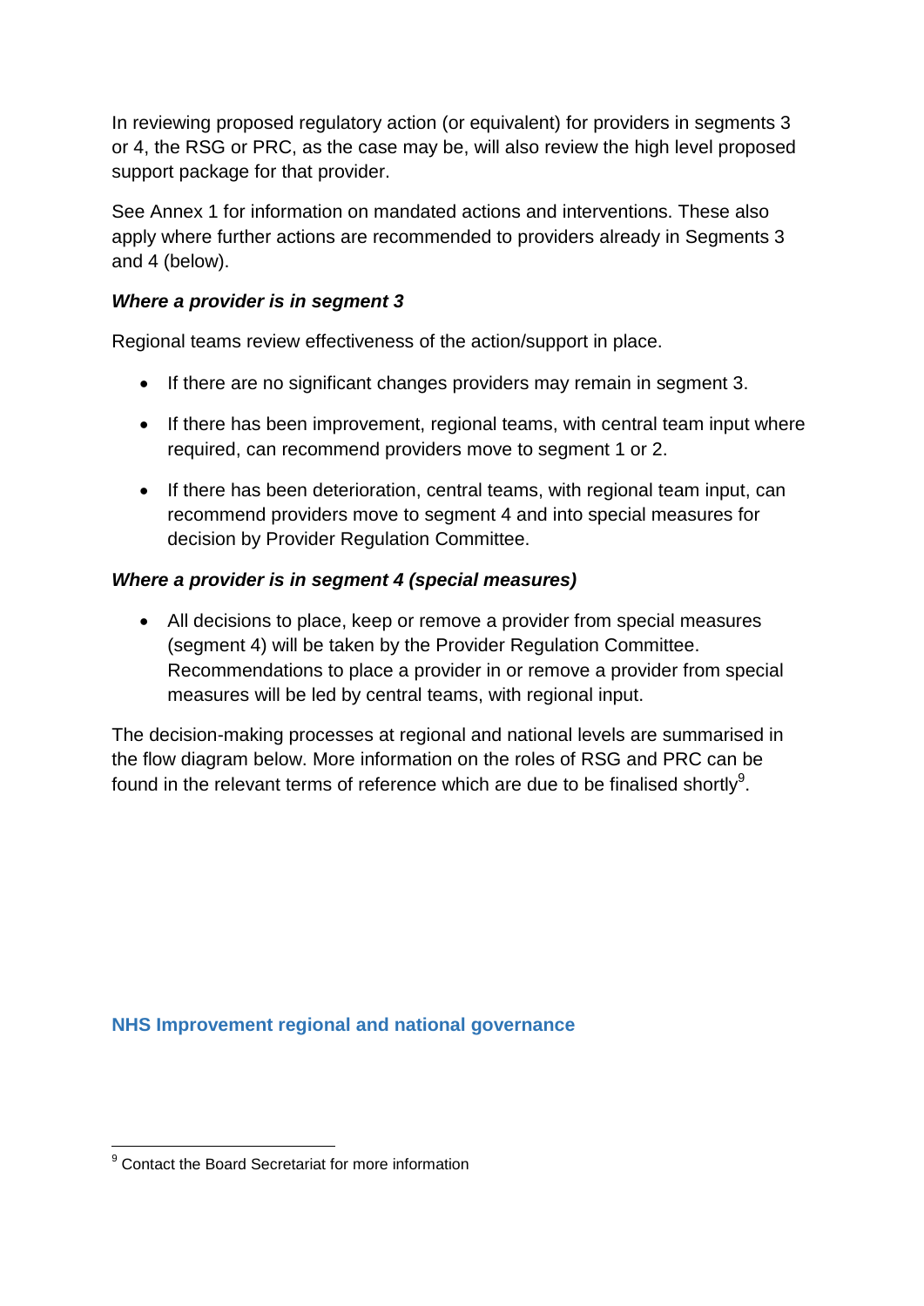In reviewing proposed regulatory action (or equivalent) for providers in segments 3 or 4, the RSG or PRC, as the case may be, will also review the high level proposed support package for that provider.

See Annex 1 for information on mandated actions and interventions. These also apply where further actions are recommended to providers already in Segments 3 and 4 (below).

***Where a provider is in segment 3***

Regional teams review effectiveness of the action/support in place.

- If there are no significant changes providers may remain in segment 3.
- If there has been improvement, regional teams, with central team input where required, can recommend providers move to segment 1 or 2.
- If there has been deterioration, central teams, with regional team input, can recommend providers move to segment 4 and into special measures for decision by Provider Regulation Committee.

***Where a provider is in segment 4 (special measures)***

- All decisions to place, keep or remove a provider from special measures (segment 4) will be taken by the Provider Regulation Committee. Recommendations to place a provider in or remove a provider from special measures will be led by central teams, with regional input.

The decision-making processes at regional and national levels are summarised in the flow diagram below. More information on the roles of RSG and PRC can be found in the relevant terms of reference which are due to be finalised shortly[9].

## NHS Improvement regional and national governance

[9] Contact the Board Secretariat for more information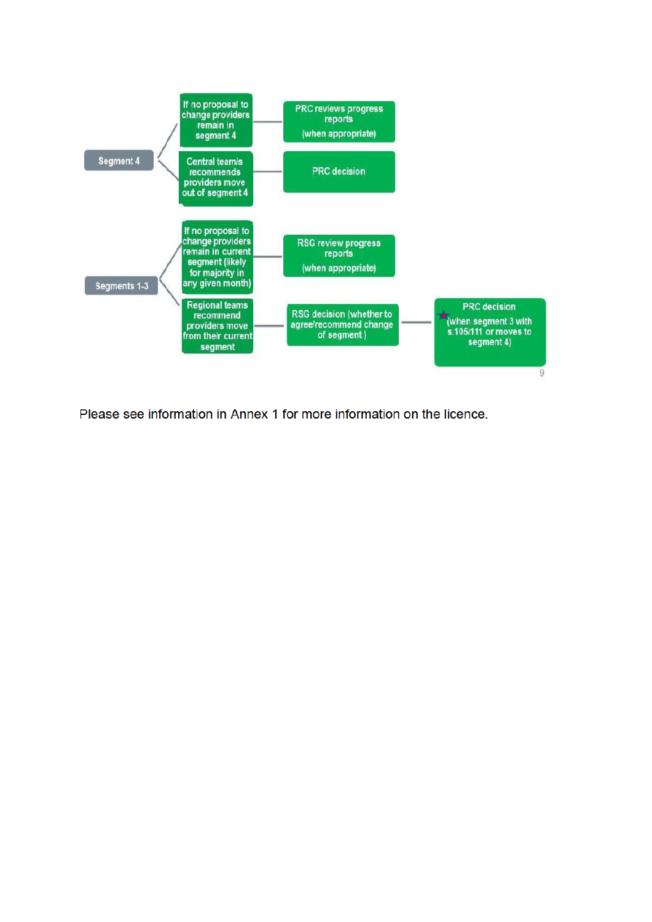Segment 4

If no proposal to change providers remain in segment 4

PRC reviews progress reports

(when appropriate)

Central team/s recommends providers move out of segment 4

PRC decision

Segments 1-3

If no proposal to change providers remain in current segment (likely for majority in any given month)

RSG review progress reports

(when appropriate)

Regional teams recommend providers move from their current segment

RSG decision (whether to agree/recommend change of segment )

PRC decision

(when segment 3 with s.105/111 or moves to segment 4)

Please see information in Annex 1 for more information on the licence.